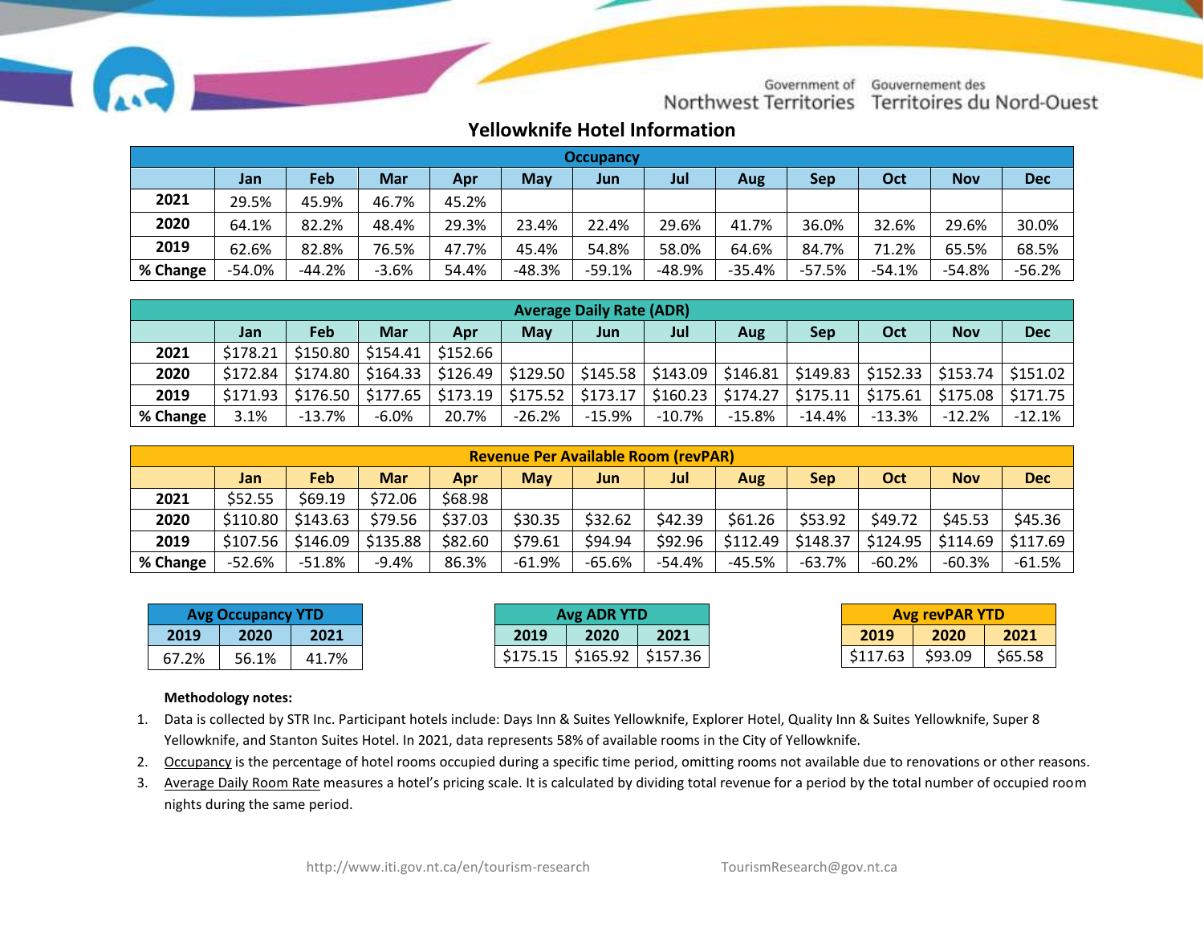Government of Northwest Territories / Gouvernement des Territoires du Nord-Ouest

# Yellowknife Hotel Information

| Occupancy | | | | | | | | | | | | |
|---|---|---|---|---|---|---|---|---|---|---|---|---|
| | Jan | Feb | Mar | Apr | May | Jun | Jul | Aug | Sep | Oct | Nov | Dec |
| 2021 | 29.5% | 45.9% | 46.7% | 45.2% | | | | | | | | |
| 2020 | 64.1% | 82.2% | 48.4% | 29.3% | 23.4% | 22.4% | 29.6% | 41.7% | 36.0% | 32.6% | 29.6% | 30.0% |
| 2019 | 62.6% | 82.8% | 76.5% | 47.7% | 45.4% | 54.8% | 58.0% | 64.6% | 84.7% | 71.2% | 65.5% | 68.5% |
| % Change | -54.0% | -44.2% | -3.6% | 54.4% | -48.3% | -59.1% | -48.9% | -35.4% | -57.5% | -54.1% | -54.8% | -56.2% |

| Average Daily Rate (ADR) | | | | | | | | | | | | |
|---|---|---|---|---|---|---|---|---|---|---|---|---|
| | Jan | Feb | Mar | Apr | May | Jun | Jul | Aug | Sep | Oct | Nov | Dec |
| 2021 | $178.21 | $150.80 | $154.41 | $152.66 | | | | | | | | |
| 2020 | $172.84 | $174.80 | $164.33 | $126.49 | $129.50 | $145.58 | $143.09 | $146.81 | $149.83 | $152.33 | $153.74 | $151.02 |
| 2019 | $171.93 | $176.50 | $177.65 | $173.19 | $175.52 | $173.17 | $160.23 | $174.27 | $175.11 | $175.61 | $175.08 | $171.75 |
| % Change | 3.1% | -13.7% | -6.0% | 20.7% | -26.2% | -15.9% | -10.7% | -15.8% | -14.4% | -13.3% | -12.2% | -12.1% |

| Revenue Per Available Room (revPAR) | | | | | | | | | | | | |
|---|---|---|---|---|---|---|---|---|---|---|---|---|
| | Jan | Feb | Mar | Apr | May | Jun | Jul | Aug | Sep | Oct | Nov | Dec |
| 2021 | $52.55 | $69.19 | $72.06 | $68.98 | | | | | | | | |
| 2020 | $110.80 | $143.63 | $79.56 | $37.03 | $30.35 | $32.62 | $42.39 | $61.26 | $53.92 | $49.72 | $45.53 | $45.36 |
| 2019 | $107.56 | $146.09 | $135.88 | $82.60 | $79.61 | $94.94 | $92.96 | $112.49 | $148.37 | $124.95 | $114.69 | $117.69 |
| % Change | -52.6% | -51.8% | -9.4% | 86.3% | -61.9% | -65.6% | -54.4% | -45.5% | -63.7% | -60.2% | -60.3% | -61.5% |

| Avg Occupancy YTD | | |
|---|---|---|
| 2019 | 2020 | 2021 |
| 67.2% | 56.1% | 41.7% |

| Avg ADR YTD | | |
|---|---|---|
| 2019 | 2020 | 2021 |
| $175.15 | $165.92 | $157.36 |

| Avg revPAR YTD | | |
|---|---|---|
| 2019 | 2020 | 2021 |
| $117.63 | $93.09 | $65.58 |

**Methodology notes:**

1. Data is collected by STR Inc. Participant hotels include: Days Inn & Suites Yellowknife, Explorer Hotel, Quality Inn & Suites Yellowknife, Super 8 Yellowknife, and Stanton Suites Hotel. In 2021, data represents 58% of available rooms in the City of Yellowknife.
2. Occupancy is the percentage of hotel rooms occupied during a specific time period, omitting rooms not available due to renovations or other reasons.
3. Average Daily Room Rate measures a hotel's pricing scale. It is calculated by dividing total revenue for a period by the total number of occupied room nights during the same period.

http://www.iti.gov.nt.ca/en/tourism-research TourismResearch@gov.nt.ca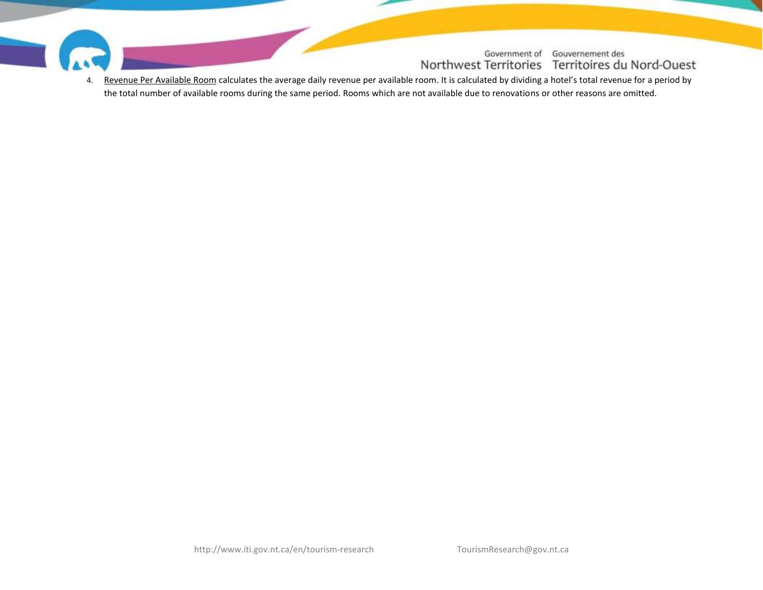4. Revenue Per Available Room calculates the average daily revenue per available room. It is calculated by dividing a hotel's total revenue for a period by the total number of available rooms during the same period. Rooms which are not available due to renovations or other reasons are omitted.